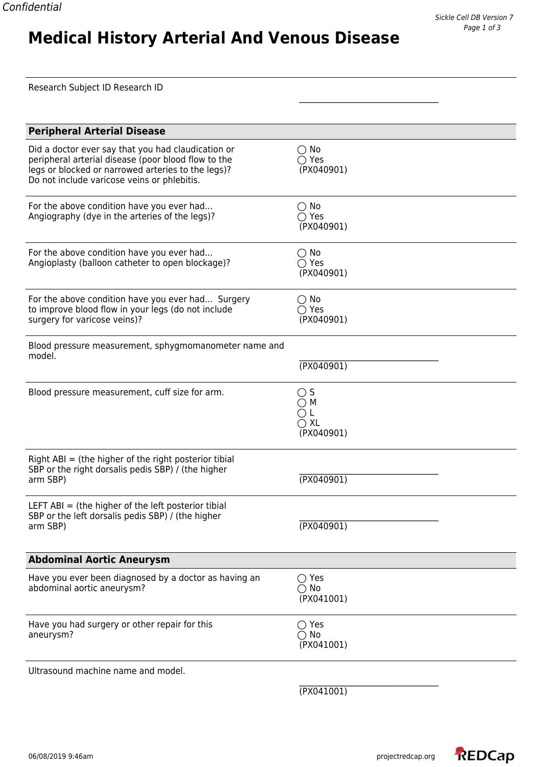Confidential

# Medical History Arterial And Venous Disease

Research Subject ID Research ID

______________________________

## Peripheral Arterial Disease

Did a doctor ever say that you had claudication or peripheral arterial disease (poor blood flow to the legs or blocked or narrowed arteries to the legs)? Do not include varicose veins or phlebitis.

◯ No
◯ Yes
(PX040901)

For the above condition have you ever had... Angiography (dye in the arteries of the legs)?

◯ No
◯ Yes
(PX040901)

For the above condition have you ever had... Angioplasty (balloon catheter to open blockage)?

◯ No
◯ Yes
(PX040901)

For the above condition have you ever had... Surgery to improve blood flow in your legs (do not include surgery for varicose veins)?

◯ No
◯ Yes
(PX040901)

Blood pressure measurement, sphygmomanometer name and model.

______________________________
(PX040901)

Blood pressure measurement, cuff size for arm.

◯ S
◯ M
◯ L
◯ XL
(PX040901)

Right ABI = (the higher of the right posterior tibial SBP or the right dorsalis pedis SBP) / (the higher arm SBP)

______________________________
(PX040901)

LEFT ABI = (the higher of the left posterior tibial SBP or the left dorsalis pedis SBP) / (the higher arm SBP)

______________________________
(PX040901)

## Abdominal Aortic Aneurysm

Have you ever been diagnosed by a doctor as having an abdominal aortic aneurysm?

◯ Yes
◯ No
(PX041001)

Have you had surgery or other repair for this aneurysm?

◯ Yes
◯ No
(PX041001)

Ultrasound machine name and model.

______________________________
(PX041001)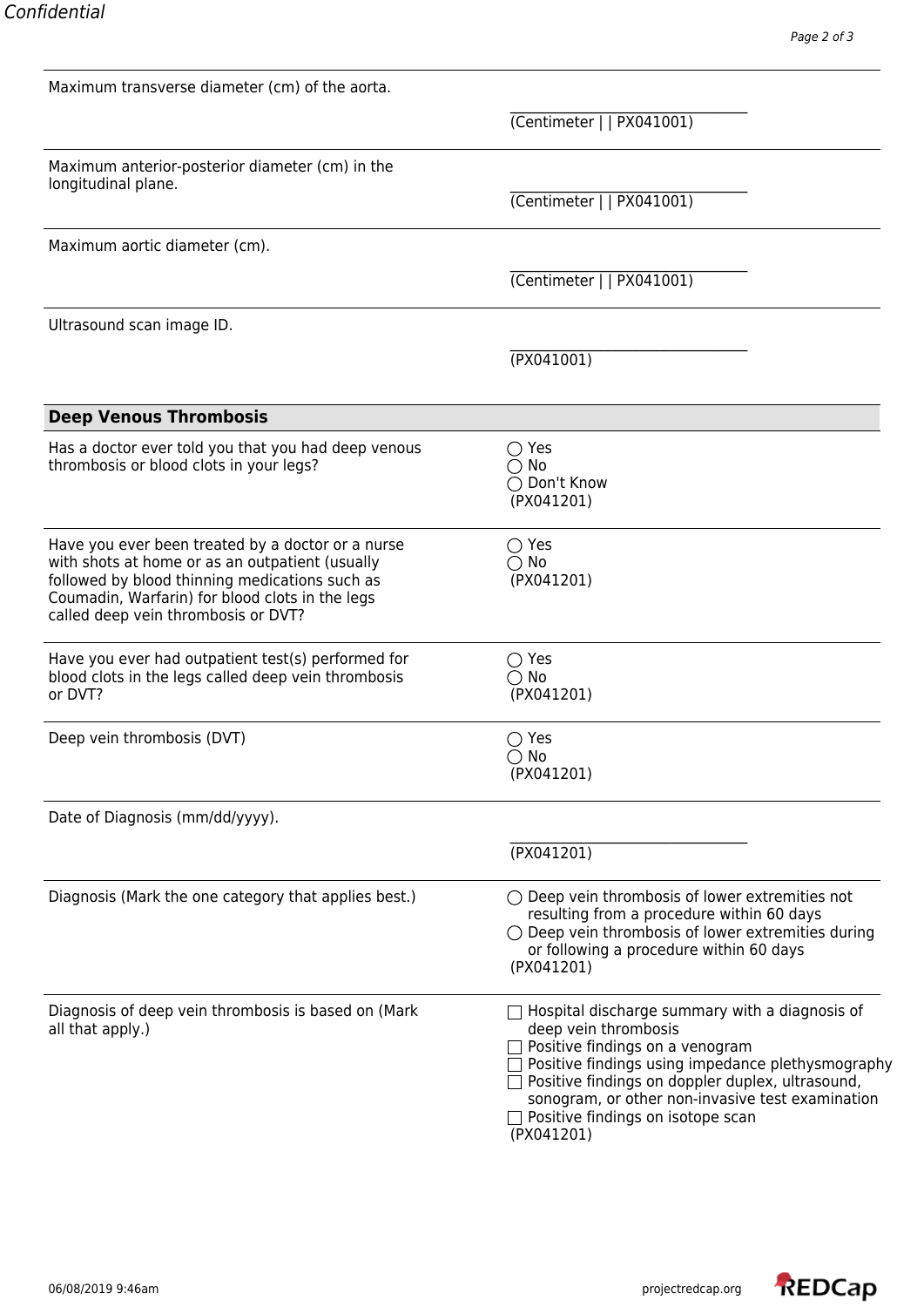Maximum transverse diameter (cm) of the aorta.

\_\_\_\_\_\_\_\_\_\_\_\_\_\_\_\_\_\_\_\_\_\_\_\_\_\_\_\_\_\_\_\_\_\_
(Centimeter | | PX041001)

Maximum anterior-posterior diameter (cm) in the longitudinal plane.

\_\_\_\_\_\_\_\_\_\_\_\_\_\_\_\_\_\_\_\_\_\_\_\_\_\_\_\_\_\_\_\_\_\_
(Centimeter | | PX041001)

Maximum aortic diameter (cm).

\_\_\_\_\_\_\_\_\_\_\_\_\_\_\_\_\_\_\_\_\_\_\_\_\_\_\_\_\_\_\_\_\_\_
(Centimeter | | PX041001)

Ultrasound scan image ID.

\_\_\_\_\_\_\_\_\_\_\_\_\_\_\_\_\_\_\_\_\_\_\_\_\_\_\_\_\_\_\_\_\_\_
(PX041001)

## Deep Venous Thrombosis

Has a doctor ever told you that you had deep venous thrombosis or blood clots in your legs?

- ◯ Yes
- ◯ No
- ◯ Don't Know

(PX041201)

Have you ever been treated by a doctor or a nurse with shots at home or as an outpatient (usually followed by blood thinning medications such as Coumadin, Warfarin) for blood clots in the legs called deep vein thrombosis or DVT?

- ◯ Yes
- ◯ No

(PX041201)

Have you ever had outpatient test(s) performed for blood clots in the legs called deep vein thrombosis or DVT?

- ◯ Yes
- ◯ No

(PX041201)

Deep vein thrombosis (DVT)

- ◯ Yes
- ◯ No

(PX041201)

Date of Diagnosis (mm/dd/yyyy).

\_\_\_\_\_\_\_\_\_\_\_\_\_\_\_\_\_\_\_\_\_\_\_\_\_\_\_\_\_\_\_\_\_\_
(PX041201)

Diagnosis (Mark the one category that applies best.)

- ◯ Deep vein thrombosis of lower extremities not resulting from a procedure within 60 days
- ◯ Deep vein thrombosis of lower extremities during or following a procedure within 60 days

(PX041201)

Diagnosis of deep vein thrombosis is based on (Mark all that apply.)

- ☐ Hospital discharge summary with a diagnosis of deep vein thrombosis
- ☐ Positive findings on a venogram
- ☐ Positive findings using impedance plethysmography
- ☐ Positive findings on doppler duplex, ultrasound, sonogram, or other non-invasive test examination
- ☐ Positive findings on isotope scan

(PX041201)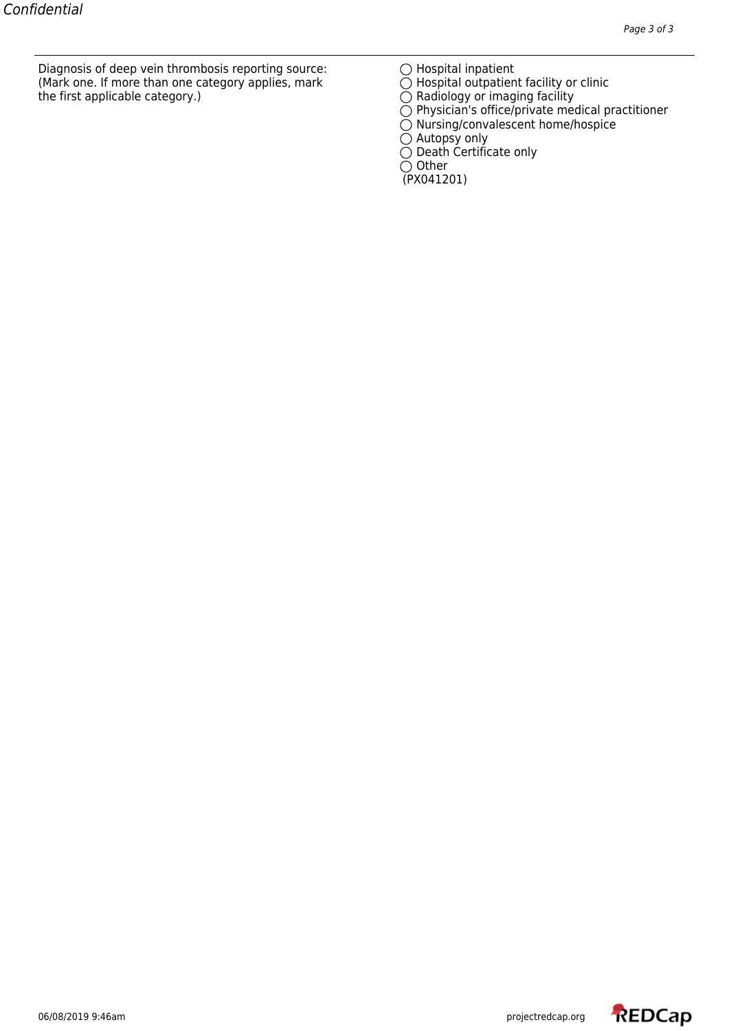Diagnosis of deep vein thrombosis reporting source:
(Mark one. If more than one category applies, mark the first applicable category.)

- ◯ Hospital inpatient
- ◯ Hospital outpatient facility or clinic
- ◯ Radiology or imaging facility
- ◯ Physician's office/private medical practitioner
- ◯ Nursing/convalescent home/hospice
- ◯ Autopsy only
- ◯ Death Certificate only
- ◯ Other

(PX041201)